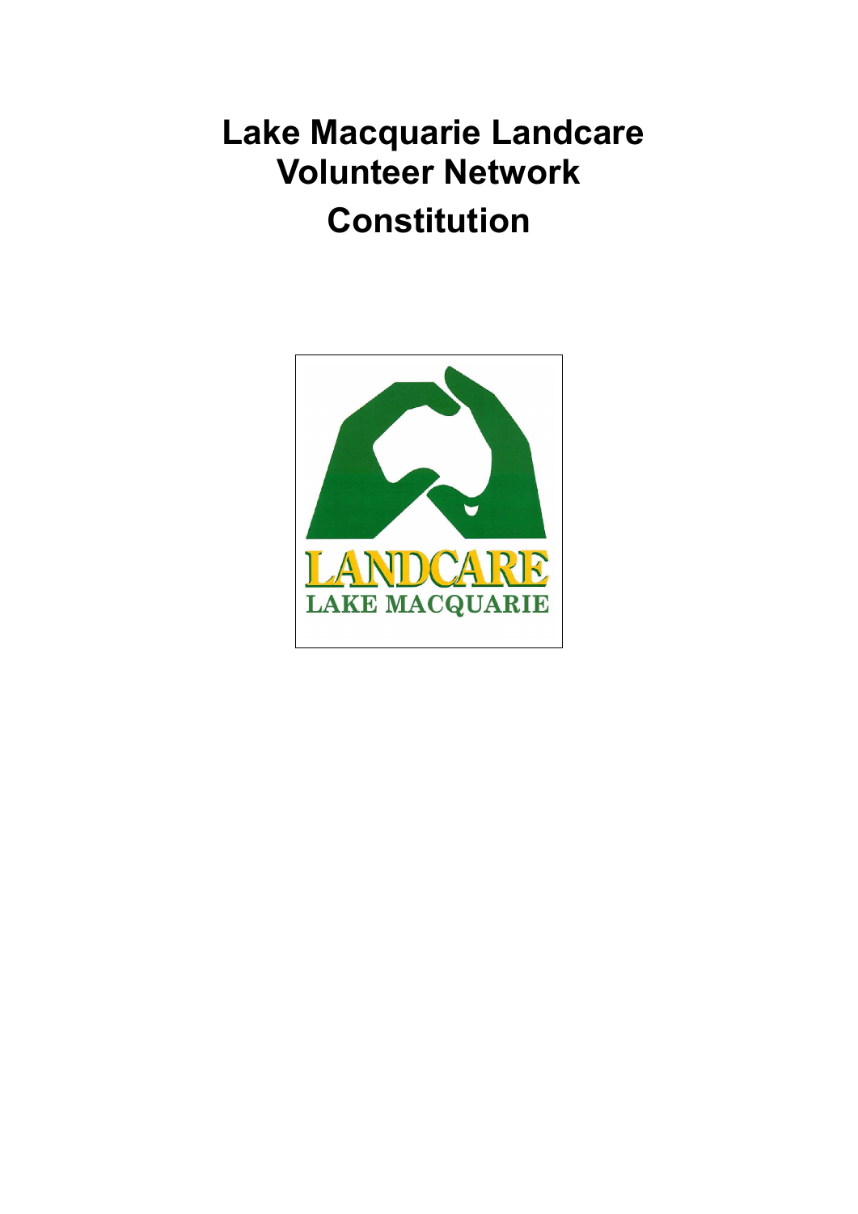# Lake Macquarie Landcare Volunteer Network

# Constitution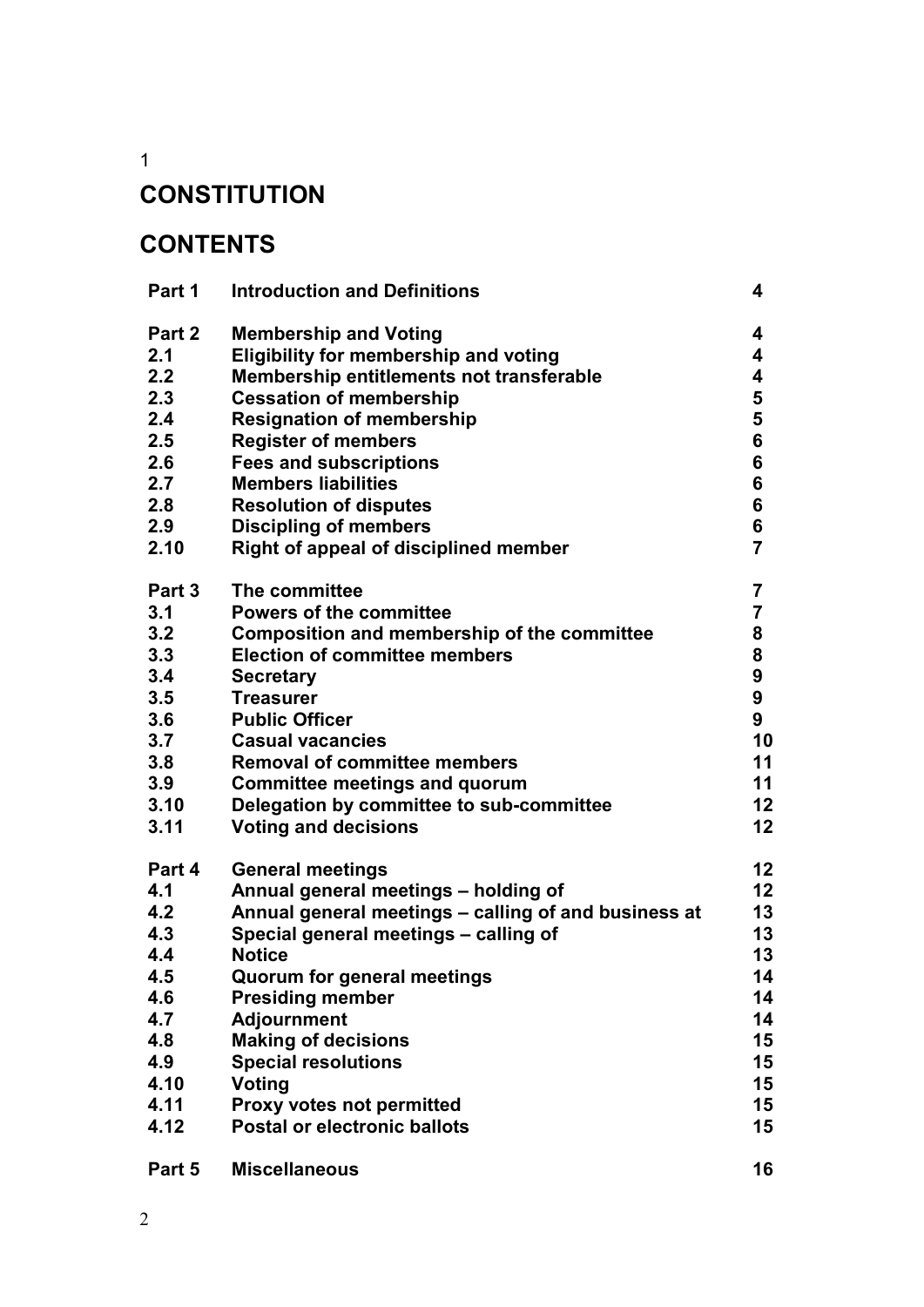# CONSTITUTION

## CONTENTS

| | | |
|---|---|---|
| **Part 1** | **Introduction and Definitions** | **4** |
| **Part 2** | **Membership and Voting** | **4** |
| **2.1** | **Eligibility for membership and voting** | **4** |
| **2.2** | **Membership entitlements not transferable** | **4** |
| **2.3** | **Cessation of membership** | **5** |
| **2.4** | **Resignation of membership** | **5** |
| **2.5** | **Register of members** | **6** |
| **2.6** | **Fees and subscriptions** | **6** |
| **2.7** | **Members liabilities** | **6** |
| **2.8** | **Resolution of disputes** | **6** |
| **2.9** | **Discipling of members** | **6** |
| **2.10** | **Right of appeal of disciplined member** | **7** |
| **Part 3** | **The committee** | **7** |
| **3.1** | **Powers of the committee** | **7** |
| **3.2** | **Composition and membership of the committee** | **8** |
| **3.3** | **Election of committee members** | **8** |
| **3.4** | **Secretary** | **9** |
| **3.5** | **Treasurer** | **9** |
| **3.6** | **Public Officer** | **9** |
| **3.7** | **Casual vacancies** | **10** |
| **3.8** | **Removal of committee members** | **11** |
| **3.9** | **Committee meetings and quorum** | **11** |
| **3.10** | **Delegation by committee to sub-committee** | **12** |
| **3.11** | **Voting and decisions** | **12** |
| **Part 4** | **General meetings** | **12** |
| **4.1** | **Annual general meetings – holding of** | **12** |
| **4.2** | **Annual general meetings – calling of and business at** | **13** |
| **4.3** | **Special general meetings – calling of** | **13** |
| **4.4** | **Notice** | **13** |
| **4.5** | **Quorum for general meetings** | **14** |
| **4.6** | **Presiding member** | **14** |
| **4.7** | **Adjournment** | **14** |
| **4.8** | **Making of decisions** | **15** |
| **4.9** | **Special resolutions** | **15** |
| **4.10** | **Voting** | **15** |
| **4.11** | **Proxy votes not permitted** | **15** |
| **4.12** | **Postal or electronic ballots** | **15** |
| **Part 5** | **Miscellaneous** | **16** |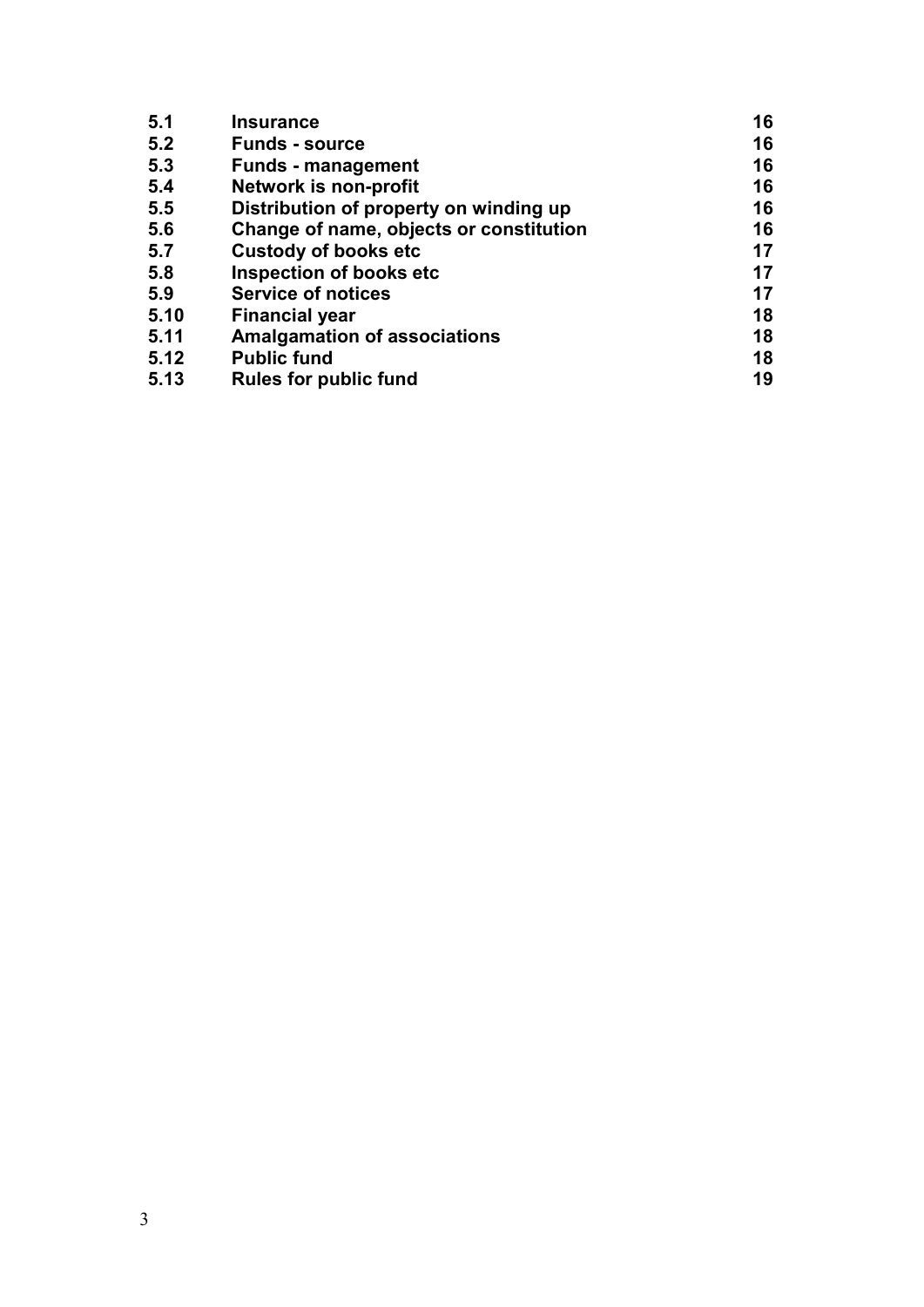| | | |
|---|---|---|
| **5.1** | **Insurance** | **16** |
| **5.2** | **Funds - source** | **16** |
| **5.3** | **Funds - management** | **16** |
| **5.4** | **Network is non-profit** | **16** |
| **5.5** | **Distribution of property on winding up** | **16** |
| **5.6** | **Change of name, objects or constitution** | **16** |
| **5.7** | **Custody of books etc** | **17** |
| **5.8** | **Inspection of books etc** | **17** |
| **5.9** | **Service of notices** | **17** |
| **5.10** | **Financial year** | **18** |
| **5.11** | **Amalgamation of associations** | **18** |
| **5.12** | **Public fund** | **18** |
| **5.13** | **Rules for public fund** | **19** |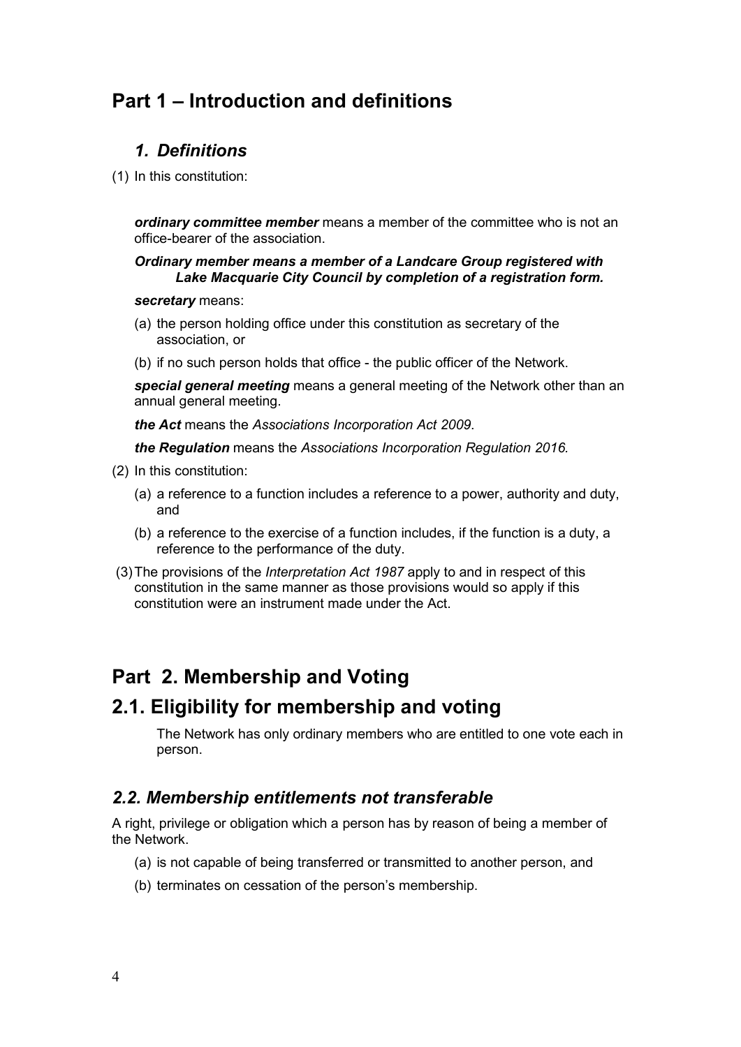# Part 1 – Introduction and definitions

## *1. Definitions*

(1) In this constitution:

***ordinary committee member*** means a member of the committee who is not an office-bearer of the association.

***Ordinary member means a member of a Landcare Group registered with Lake Macquarie City Council by completion of a registration form.***

***secretary*** means:

(a) the person holding office under this constitution as secretary of the association, or

(b) if no such person holds that office - the public officer of the Network.

***special general meeting*** means a general meeting of the Network other than an annual general meeting.

***the Act*** means the *Associations Incorporation Act 2009*.

***the Regulation*** means the *Associations Incorporation Regulation 2016.*

(2) In this constitution:

(a) a reference to a function includes a reference to a power, authority and duty, and

(b) a reference to the exercise of a function includes, if the function is a duty, a reference to the performance of the duty.

(3) The provisions of the *Interpretation Act 1987* apply to and in respect of this constitution in the same manner as those provisions would so apply if this constitution were an instrument made under the Act.

# Part 2. Membership and Voting

# 2.1. Eligibility for membership and voting

The Network has only ordinary members who are entitled to one vote each in person.

## *2.2. Membership entitlements not transferable*

A right, privilege or obligation which a person has by reason of being a member of the Network.

(a) is not capable of being transferred or transmitted to another person, and

(b) terminates on cessation of the person's membership.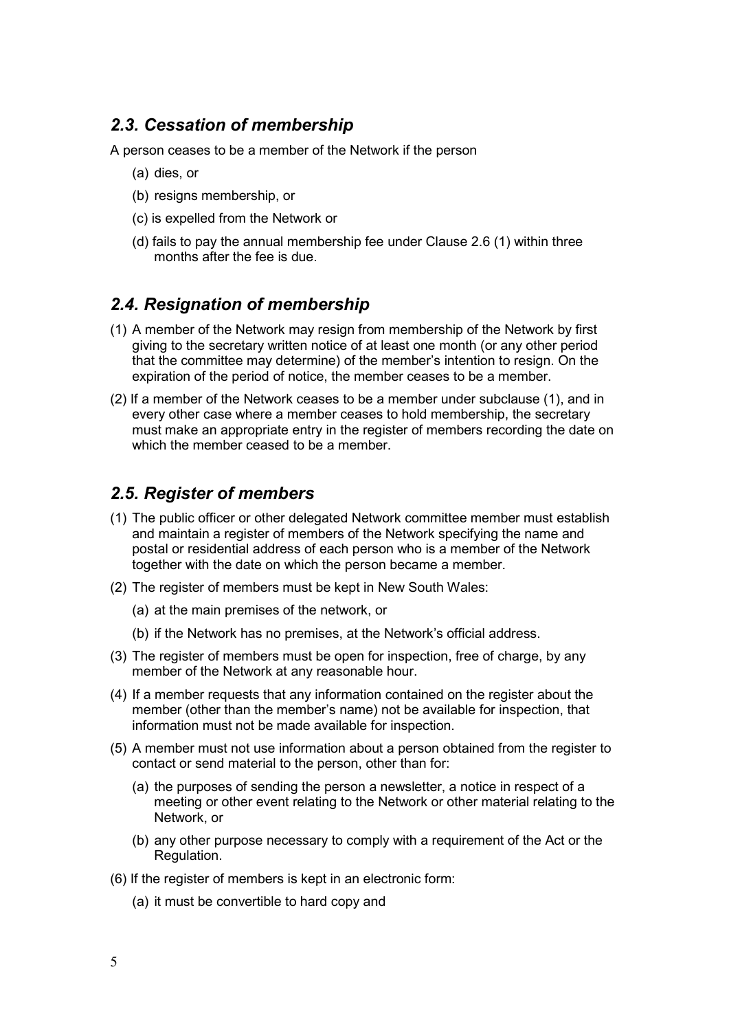## *2.3. Cessation of membership*

A person ceases to be a member of the Network if the person

(a) dies, or

(b) resigns membership, or

(c) is expelled from the Network or

(d) fails to pay the annual membership fee under Clause 2.6 (1) within three months after the fee is due.

## *2.4. Resignation of membership*

(1) A member of the Network may resign from membership of the Network by first giving to the secretary written notice of at least one month (or any other period that the committee may determine) of the member's intention to resign. On the expiration of the period of notice, the member ceases to be a member.

(2) If a member of the Network ceases to be a member under subclause (1), and in every other case where a member ceases to hold membership, the secretary must make an appropriate entry in the register of members recording the date on which the member ceased to be a member.

## *2.5. Register of members*

(1) The public officer or other delegated Network committee member must establish and maintain a register of members of the Network specifying the name and postal or residential address of each person who is a member of the Network together with the date on which the person became a member.

(2) The register of members must be kept in New South Wales:

(a) at the main premises of the network, or

(b) if the Network has no premises, at the Network's official address.

(3) The register of members must be open for inspection, free of charge, by any member of the Network at any reasonable hour.

(4) If a member requests that any information contained on the register about the member (other than the member's name) not be available for inspection, that information must not be made available for inspection.

(5) A member must not use information about a person obtained from the register to contact or send material to the person, other than for:

(a) the purposes of sending the person a newsletter, a notice in respect of a meeting or other event relating to the Network or other material relating to the Network, or

(b) any other purpose necessary to comply with a requirement of the Act or the Regulation.

(6) If the register of members is kept in an electronic form:

(a) it must be convertible to hard copy and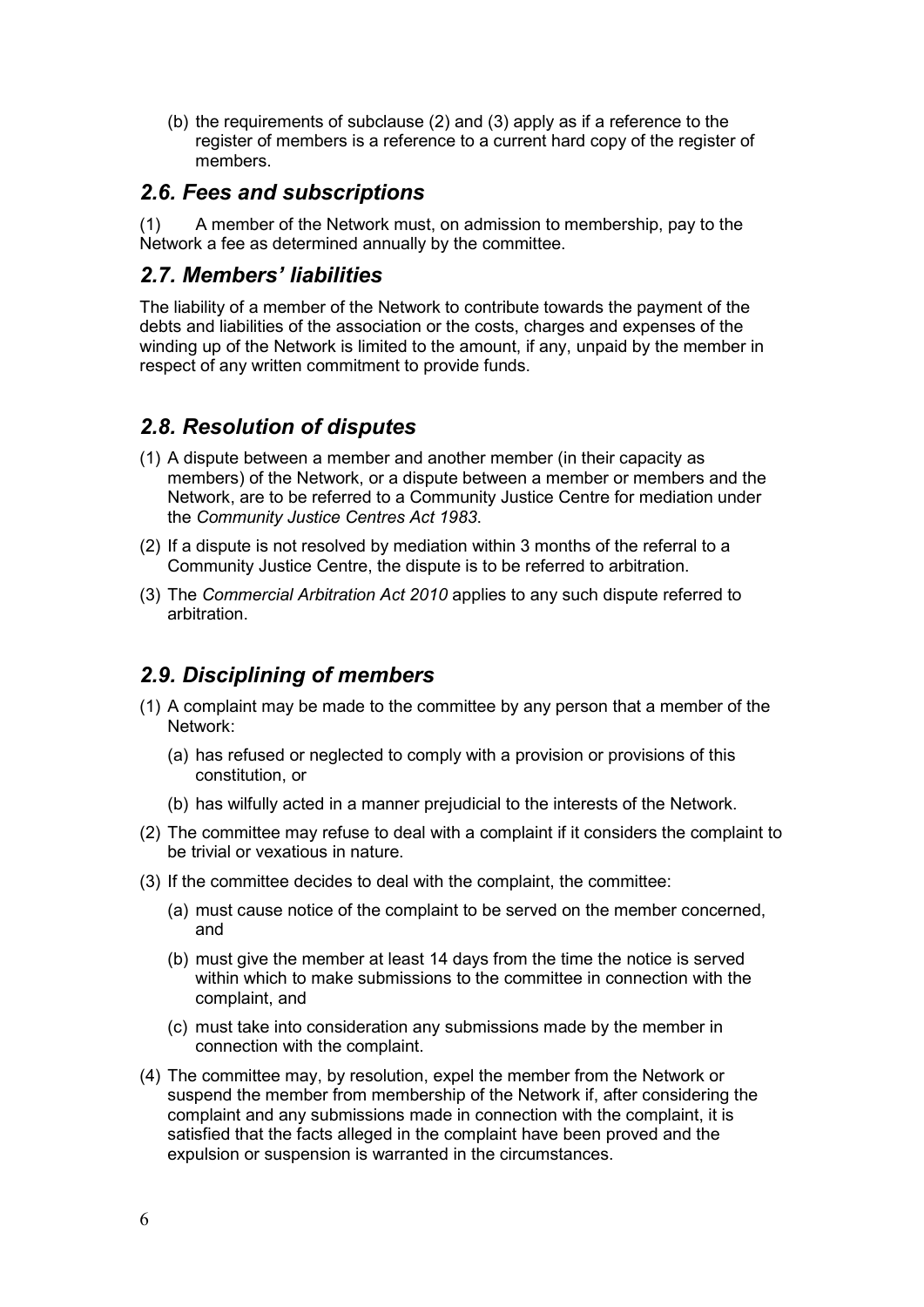(b) the requirements of subclause (2) and (3) apply as if a reference to the register of members is a reference to a current hard copy of the register of members.

## *2.6. Fees and subscriptions*

(1) A member of the Network must, on admission to membership, pay to the Network a fee as determined annually by the committee.

## *2.7. Members' liabilities*

The liability of a member of the Network to contribute towards the payment of the debts and liabilities of the association or the costs, charges and expenses of the winding up of the Network is limited to the amount, if any, unpaid by the member in respect of any written commitment to provide funds.

## *2.8. Resolution of disputes*

(1) A dispute between a member and another member (in their capacity as members) of the Network, or a dispute between a member or members and the Network, are to be referred to a Community Justice Centre for mediation under the *Community Justice Centres Act 1983*.

(2) If a dispute is not resolved by mediation within 3 months of the referral to a Community Justice Centre, the dispute is to be referred to arbitration.

(3) The *Commercial Arbitration Act 2010* applies to any such dispute referred to arbitration.

## *2.9. Disciplining of members*

(1) A complaint may be made to the committee by any person that a member of the Network:

  (a) has refused or neglected to comply with a provision or provisions of this constitution, or

  (b) has wilfully acted in a manner prejudicial to the interests of the Network.

(2) The committee may refuse to deal with a complaint if it considers the complaint to be trivial or vexatious in nature.

(3) If the committee decides to deal with the complaint, the committee:

  (a) must cause notice of the complaint to be served on the member concerned, and

  (b) must give the member at least 14 days from the time the notice is served within which to make submissions to the committee in connection with the complaint, and

  (c) must take into consideration any submissions made by the member in connection with the complaint.

(4) The committee may, by resolution, expel the member from the Network or suspend the member from membership of the Network if, after considering the complaint and any submissions made in connection with the complaint, it is satisfied that the facts alleged in the complaint have been proved and the expulsion or suspension is warranted in the circumstances.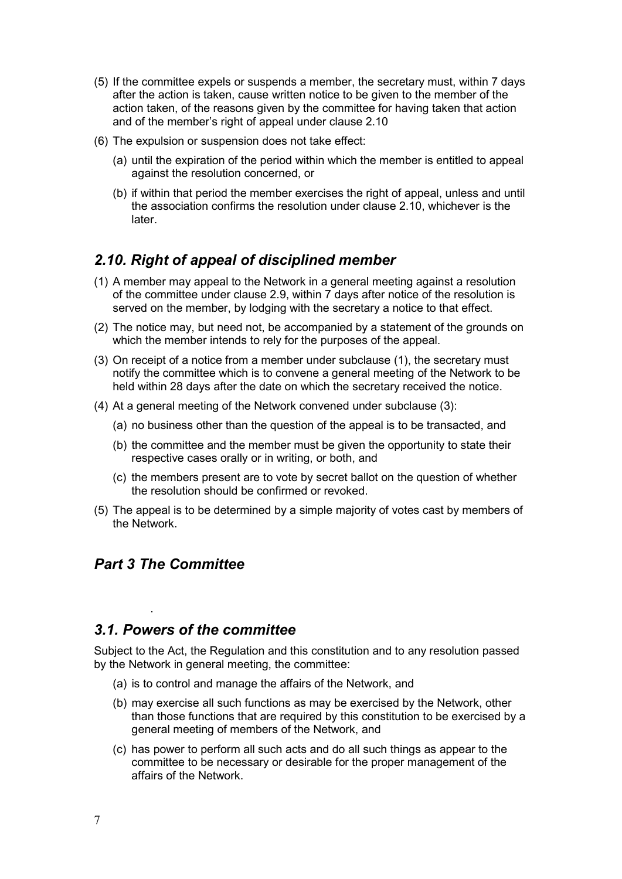(5) If the committee expels or suspends a member, the secretary must, within 7 days after the action is taken, cause written notice to be given to the member of the action taken, of the reasons given by the committee for having taken that action and of the member's right of appeal under clause 2.10

(6) The expulsion or suspension does not take effect:

   (a) until the expiration of the period within which the member is entitled to appeal against the resolution concerned, or

   (b) if within that period the member exercises the right of appeal, unless and until the association confirms the resolution under clause 2.10, whichever is the later.

## *2.10. Right of appeal of disciplined member*

(1) A member may appeal to the Network in a general meeting against a resolution of the committee under clause 2.9, within 7 days after notice of the resolution is served on the member, by lodging with the secretary a notice to that effect.

(2) The notice may, but need not, be accompanied by a statement of the grounds on which the member intends to rely for the purposes of the appeal.

(3) On receipt of a notice from a member under subclause (1), the secretary must notify the committee which is to convene a general meeting of the Network to be held within 28 days after the date on which the secretary received the notice.

(4) At a general meeting of the Network convened under subclause (3):

   (a) no business other than the question of the appeal is to be transacted, and

   (b) the committee and the member must be given the opportunity to state their respective cases orally or in writing, or both, and

   (c) the members present are to vote by secret ballot on the question of whether the resolution should be confirmed or revoked.

(5) The appeal is to be determined by a simple majority of votes cast by members of the Network.

## *Part 3 The Committee*

## *3.1. Powers of the committee*

Subject to the Act, the Regulation and this constitution and to any resolution passed by the Network in general meeting, the committee:

   (a) is to control and manage the affairs of the Network, and

   (b) may exercise all such functions as may be exercised by the Network, other than those functions that are required by this constitution to be exercised by a general meeting of members of the Network, and

   (c) has power to perform all such acts and do all such things as appear to the committee to be necessary or desirable for the proper management of the affairs of the Network.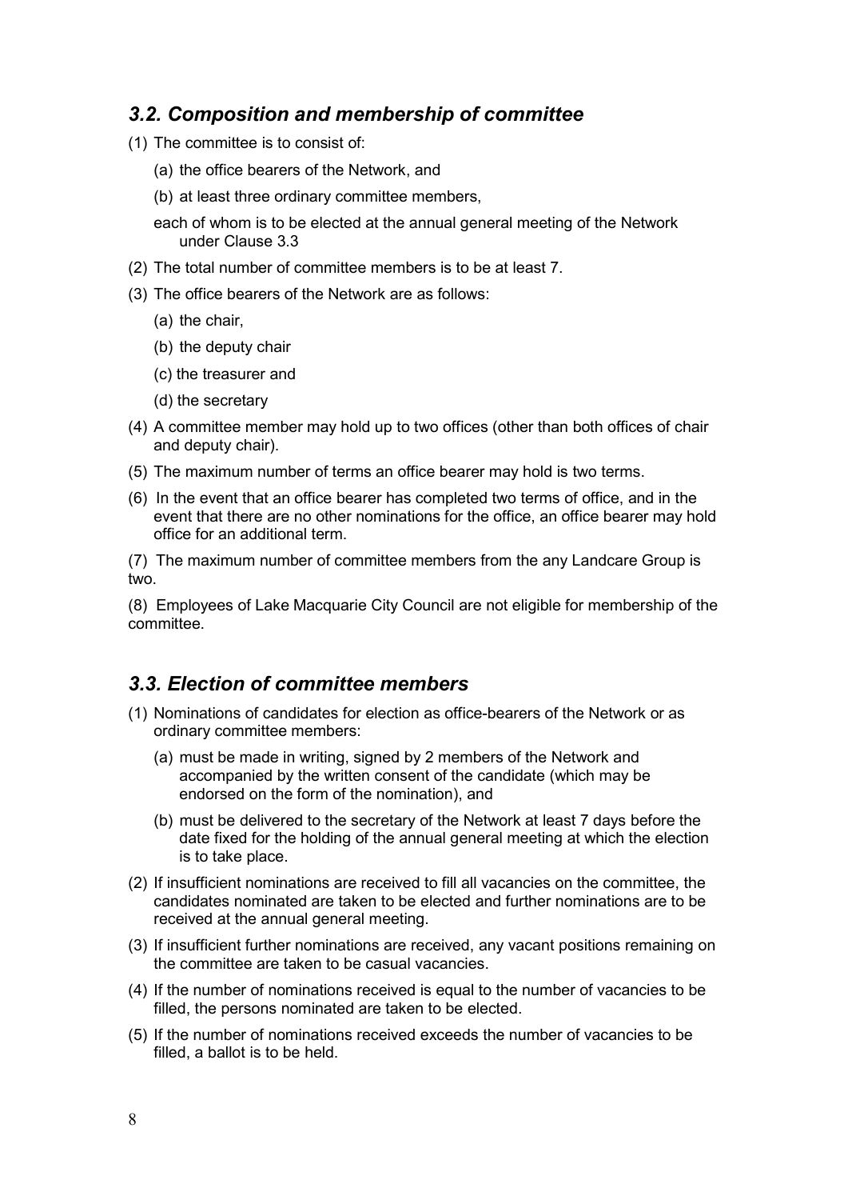### *3.2. Composition and membership of committee*

(1) The committee is to consist of:

  (a) the office bearers of the Network, and

  (b) at least three ordinary committee members,

  each of whom is to be elected at the annual general meeting of the Network under Clause 3.3

(2) The total number of committee members is to be at least 7.

(3) The office bearers of the Network are as follows:

  (a) the chair,

  (b) the deputy chair

  (c) the treasurer and

  (d) the secretary

(4) A committee member may hold up to two offices (other than both offices of chair and deputy chair).

(5) The maximum number of terms an office bearer may hold is two terms.

(6) In the event that an office bearer has completed two terms of office, and in the event that there are no other nominations for the office, an office bearer may hold office for an additional term.

(7) The maximum number of committee members from the any Landcare Group is two.

(8) Employees of Lake Macquarie City Council are not eligible for membership of the committee.

### *3.3. Election of committee members*

(1) Nominations of candidates for election as office-bearers of the Network or as ordinary committee members:

  (a) must be made in writing, signed by 2 members of the Network and accompanied by the written consent of the candidate (which may be endorsed on the form of the nomination), and

  (b) must be delivered to the secretary of the Network at least 7 days before the date fixed for the holding of the annual general meeting at which the election is to take place.

(2) If insufficient nominations are received to fill all vacancies on the committee, the candidates nominated are taken to be elected and further nominations are to be received at the annual general meeting.

(3) If insufficient further nominations are received, any vacant positions remaining on the committee are taken to be casual vacancies.

(4) If the number of nominations received is equal to the number of vacancies to be filled, the persons nominated are taken to be elected.

(5) If the number of nominations received exceeds the number of vacancies to be filled, a ballot is to be held.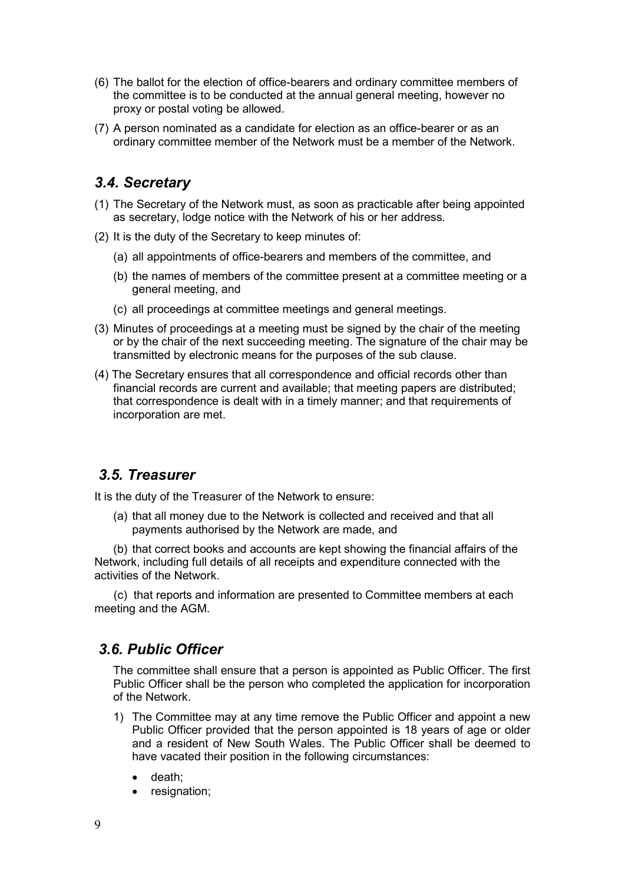(6) The ballot for the election of office-bearers and ordinary committee members of the committee is to be conducted at the annual general meeting, however no proxy or postal voting be allowed.

(7) A person nominated as a candidate for election as an office-bearer or as an ordinary committee member of the Network must be a member of the Network.

## *3.4. Secretary*

(1) The Secretary of the Network must, as soon as practicable after being appointed as secretary, lodge notice with the Network of his or her address.

(2) It is the duty of the Secretary to keep minutes of:

  (a) all appointments of office-bearers and members of the committee, and

  (b) the names of members of the committee present at a committee meeting or a general meeting, and

  (c) all proceedings at committee meetings and general meetings.

(3) Minutes of proceedings at a meeting must be signed by the chair of the meeting or by the chair of the next succeeding meeting. The signature of the chair may be transmitted by electronic means for the purposes of the sub clause.

(4) The Secretary ensures that all correspondence and official records other than financial records are current and available; that meeting papers are distributed; that correspondence is dealt with in a timely manner; and that requirements of incorporation are met.

## *3.5. Treasurer*

It is the duty of the Treasurer of the Network to ensure:

  (a) that all money due to the Network is collected and received and that all payments authorised by the Network are made, and

  (b) that correct books and accounts are kept showing the financial affairs of the Network, including full details of all receipts and expenditure connected with the activities of the Network.

  (c) that reports and information are presented to Committee members at each meeting and the AGM.

## *3.6. Public Officer*

The committee shall ensure that a person is appointed as Public Officer. The first Public Officer shall be the person who completed the application for incorporation of the Network.

1) The Committee may at any time remove the Public Officer and appoint a new Public Officer provided that the person appointed is 18 years of age or older and a resident of New South Wales. The Public Officer shall be deemed to have vacated their position in the following circumstances:

   - death;
   - resignation;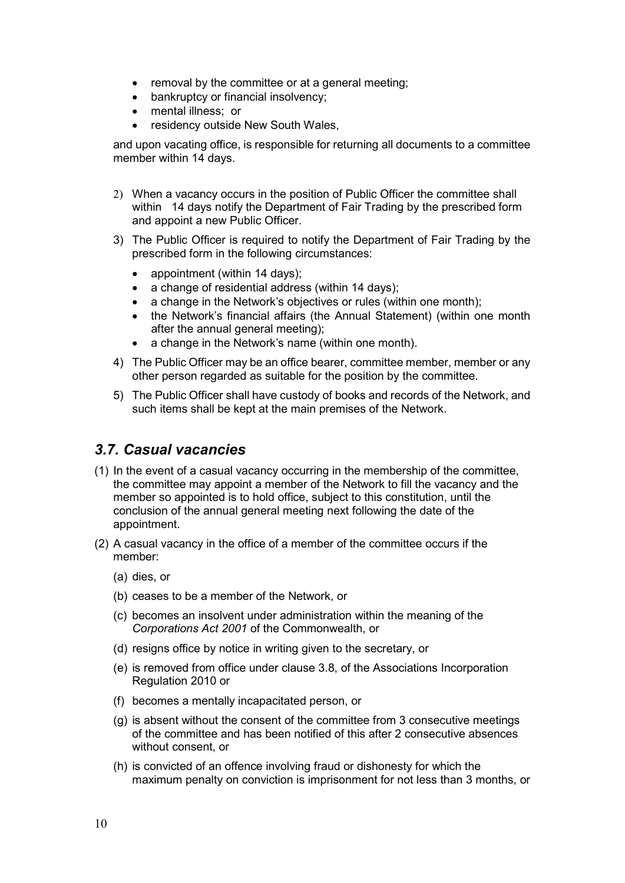- removal by the committee or at a general meeting;
- bankruptcy or financial insolvency;
- mental illness; or
- residency outside New South Wales,

and upon vacating office, is responsible for returning all documents to a committee member within 14 days.

2) When a vacancy occurs in the position of Public Officer the committee shall within 14 days notify the Department of Fair Trading by the prescribed form and appoint a new Public Officer.

3) The Public Officer is required to notify the Department of Fair Trading by the prescribed form in the following circumstances:
   - appointment (within 14 days);
   - a change of residential address (within 14 days);
   - a change in the Network's objectives or rules (within one month);
   - the Network's financial affairs (the Annual Statement) (within one month after the annual general meeting);
   - a change in the Network's name (within one month).

4) The Public Officer may be an office bearer, committee member, member or any other person regarded as suitable for the position by the committee.

5) The Public Officer shall have custody of books and records of the Network, and such items shall be kept at the main premises of the Network.

## *3.7. Casual vacancies*

(1) In the event of a casual vacancy occurring in the membership of the committee, the committee may appoint a member of the Network to fill the vacancy and the member so appointed is to hold office, subject to this constitution, until the conclusion of the annual general meeting next following the date of the appointment.

(2) A casual vacancy in the office of a member of the committee occurs if the member:

   (a) dies, or

   (b) ceases to be a member of the Network, or

   (c) becomes an insolvent under administration within the meaning of the *Corporations Act 2001* of the Commonwealth, or

   (d) resigns office by notice in writing given to the secretary, or

   (e) is removed from office under clause 3.8, of the Associations Incorporation Regulation 2010 or

   (f) becomes a mentally incapacitated person, or

   (g) is absent without the consent of the committee from 3 consecutive meetings of the committee and has been notified of this after 2 consecutive absences without consent, or

   (h) is convicted of an offence involving fraud or dishonesty for which the maximum penalty on conviction is imprisonment for not less than 3 months, or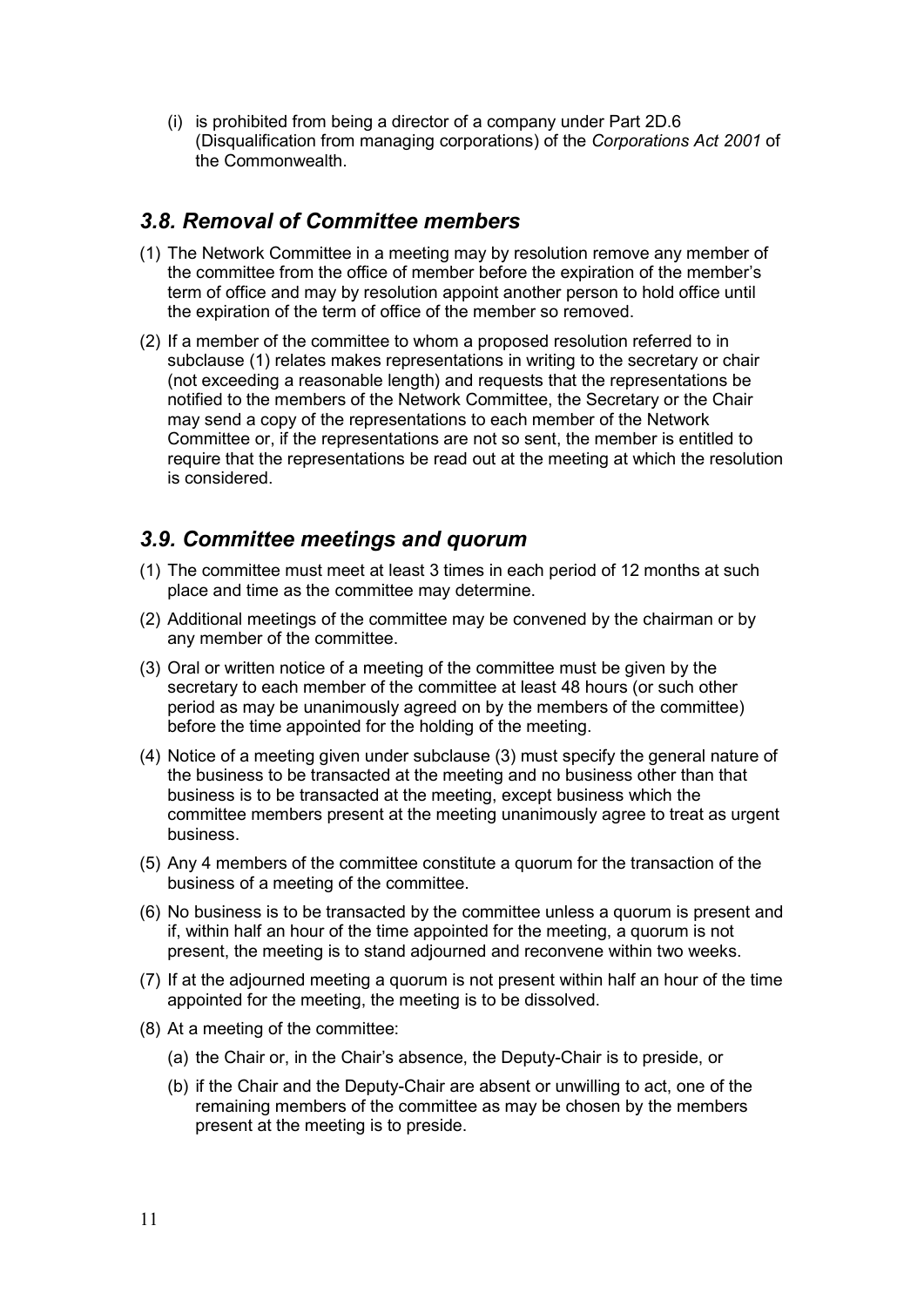(i) is prohibited from being a director of a company under Part 2D.6 (Disqualification from managing corporations) of the *Corporations Act 2001* of the Commonwealth.

## *3.8. Removal of Committee members*

(1) The Network Committee in a meeting may by resolution remove any member of the committee from the office of member before the expiration of the member's term of office and may by resolution appoint another person to hold office until the expiration of the term of office of the member so removed.

(2) If a member of the committee to whom a proposed resolution referred to in subclause (1) relates makes representations in writing to the secretary or chair (not exceeding a reasonable length) and requests that the representations be notified to the members of the Network Committee, the Secretary or the Chair may send a copy of the representations to each member of the Network Committee or, if the representations are not so sent, the member is entitled to require that the representations be read out at the meeting at which the resolution is considered.

## *3.9. Committee meetings and quorum*

(1) The committee must meet at least 3 times in each period of 12 months at such place and time as the committee may determine.

(2) Additional meetings of the committee may be convened by the chairman or by any member of the committee.

(3) Oral or written notice of a meeting of the committee must be given by the secretary to each member of the committee at least 48 hours (or such other period as may be unanimously agreed on by the members of the committee) before the time appointed for the holding of the meeting.

(4) Notice of a meeting given under subclause (3) must specify the general nature of the business to be transacted at the meeting and no business other than that business is to be transacted at the meeting, except business which the committee members present at the meeting unanimously agree to treat as urgent business.

(5) Any 4 members of the committee constitute a quorum for the transaction of the business of a meeting of the committee.

(6) No business is to be transacted by the committee unless a quorum is present and if, within half an hour of the time appointed for the meeting, a quorum is not present, the meeting is to stand adjourned and reconvene within two weeks.

(7) If at the adjourned meeting a quorum is not present within half an hour of the time appointed for the meeting, the meeting is to be dissolved.

(8) At a meeting of the committee:

   (a) the Chair or, in the Chair's absence, the Deputy-Chair is to preside, or

   (b) if the Chair and the Deputy-Chair are absent or unwilling to act, one of the remaining members of the committee as may be chosen by the members present at the meeting is to preside.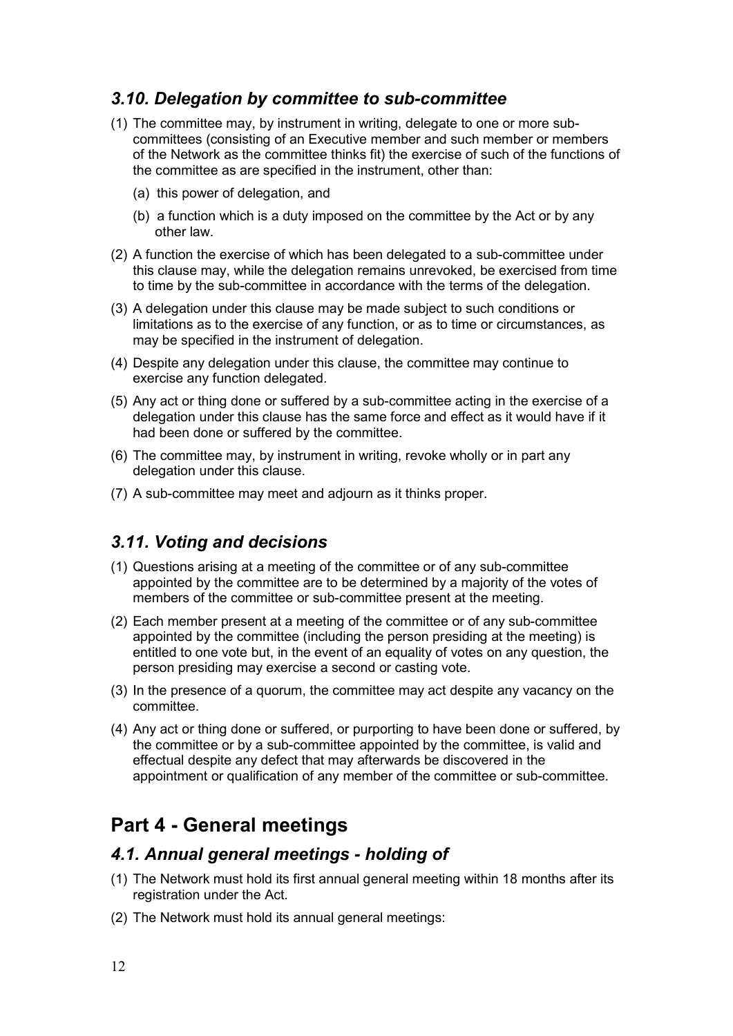### *3.10. Delegation by committee to sub-committee*

(1) The committee may, by instrument in writing, delegate to one or more sub-committees (consisting of an Executive member and such member or members of the Network as the committee thinks fit) the exercise of such of the functions of the committee as are specified in the instrument, other than:

   (a) this power of delegation, and

   (b) a function which is a duty imposed on the committee by the Act or by any other law.

(2) A function the exercise of which has been delegated to a sub-committee under this clause may, while the delegation remains unrevoked, be exercised from time to time by the sub-committee in accordance with the terms of the delegation.

(3) A delegation under this clause may be made subject to such conditions or limitations as to the exercise of any function, or as to time or circumstances, as may be specified in the instrument of delegation.

(4) Despite any delegation under this clause, the committee may continue to exercise any function delegated.

(5) Any act or thing done or suffered by a sub-committee acting in the exercise of a delegation under this clause has the same force and effect as it would have if it had been done or suffered by the committee.

(6) The committee may, by instrument in writing, revoke wholly or in part any delegation under this clause.

(7) A sub-committee may meet and adjourn as it thinks proper.

### *3.11. Voting and decisions*

(1) Questions arising at a meeting of the committee or of any sub-committee appointed by the committee are to be determined by a majority of the votes of members of the committee or sub-committee present at the meeting.

(2) Each member present at a meeting of the committee or of any sub-committee appointed by the committee (including the person presiding at the meeting) is entitled to one vote but, in the event of an equality of votes on any question, the person presiding may exercise a second or casting vote.

(3) In the presence of a quorum, the committee may act despite any vacancy on the committee.

(4) Any act or thing done or suffered, or purporting to have been done or suffered, by the committee or by a sub-committee appointed by the committee, is valid and effectual despite any defect that may afterwards be discovered in the appointment or qualification of any member of the committee or sub-committee.

## Part 4 - General meetings

### *4.1. Annual general meetings - holding of*

(1) The Network must hold its first annual general meeting within 18 months after its registration under the Act.

(2) The Network must hold its annual general meetings: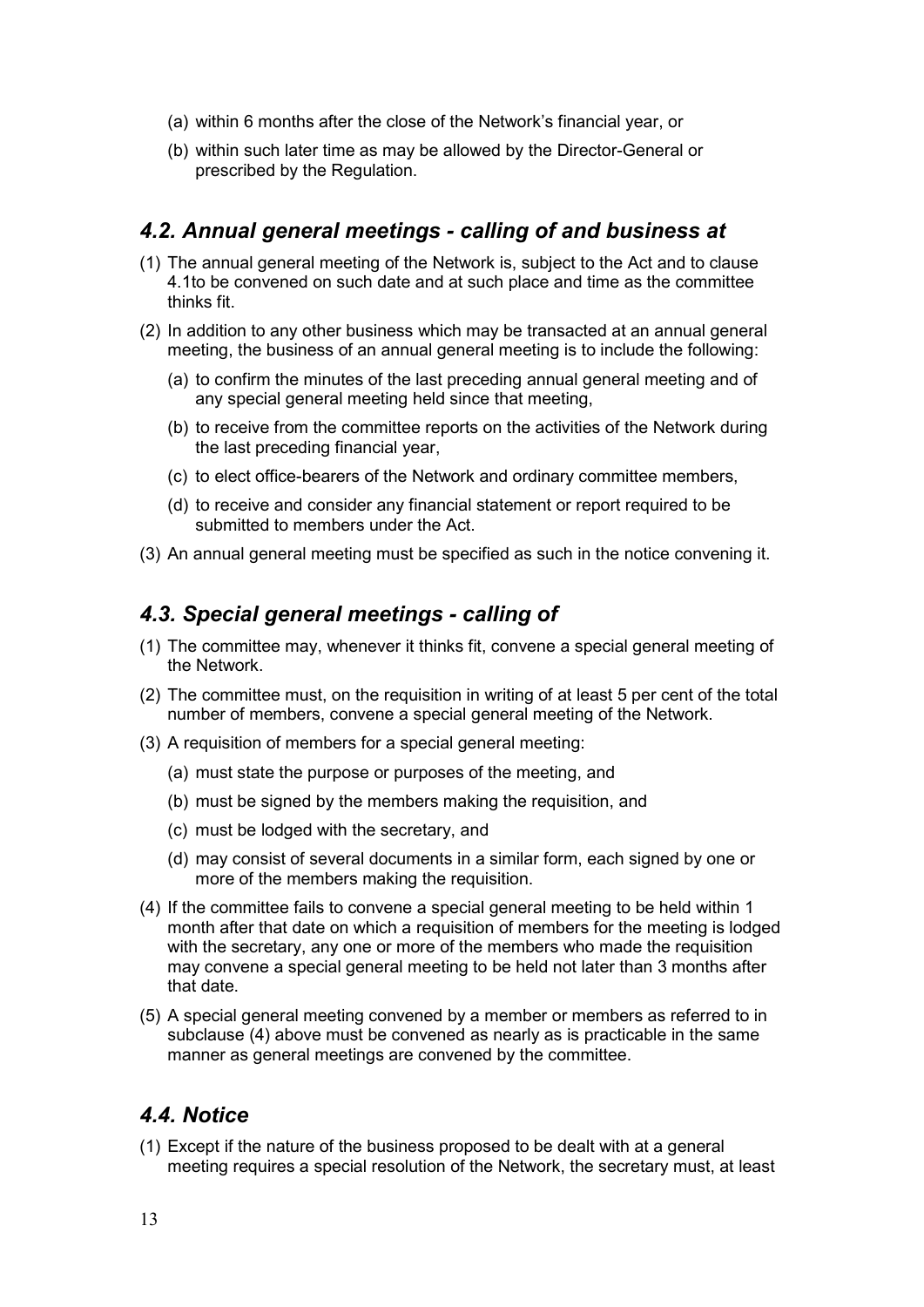(a) within 6 months after the close of the Network's financial year, or

(b) within such later time as may be allowed by the Director-General or prescribed by the Regulation.

## *4.2. Annual general meetings - calling of and business at*

(1) The annual general meeting of the Network is, subject to the Act and to clause 4.1to be convened on such date and at such place and time as the committee thinks fit.

(2) In addition to any other business which may be transacted at an annual general meeting, the business of an annual general meeting is to include the following:

  (a) to confirm the minutes of the last preceding annual general meeting and of any special general meeting held since that meeting,

  (b) to receive from the committee reports on the activities of the Network during the last preceding financial year,

  (c) to elect office-bearers of the Network and ordinary committee members,

  (d) to receive and consider any financial statement or report required to be submitted to members under the Act.

(3) An annual general meeting must be specified as such in the notice convening it.

## *4.3. Special general meetings - calling of*

(1) The committee may, whenever it thinks fit, convene a special general meeting of the Network.

(2) The committee must, on the requisition in writing of at least 5 per cent of the total number of members, convene a special general meeting of the Network.

(3) A requisition of members for a special general meeting:

  (a) must state the purpose or purposes of the meeting, and

  (b) must be signed by the members making the requisition, and

  (c) must be lodged with the secretary, and

  (d) may consist of several documents in a similar form, each signed by one or more of the members making the requisition.

(4) If the committee fails to convene a special general meeting to be held within 1 month after that date on which a requisition of members for the meeting is lodged with the secretary, any one or more of the members who made the requisition may convene a special general meeting to be held not later than 3 months after that date.

(5) A special general meeting convened by a member or members as referred to in subclause (4) above must be convened as nearly as is practicable in the same manner as general meetings are convened by the committee.

## *4.4. Notice*

(1) Except if the nature of the business proposed to be dealt with at a general meeting requires a special resolution of the Network, the secretary must, at least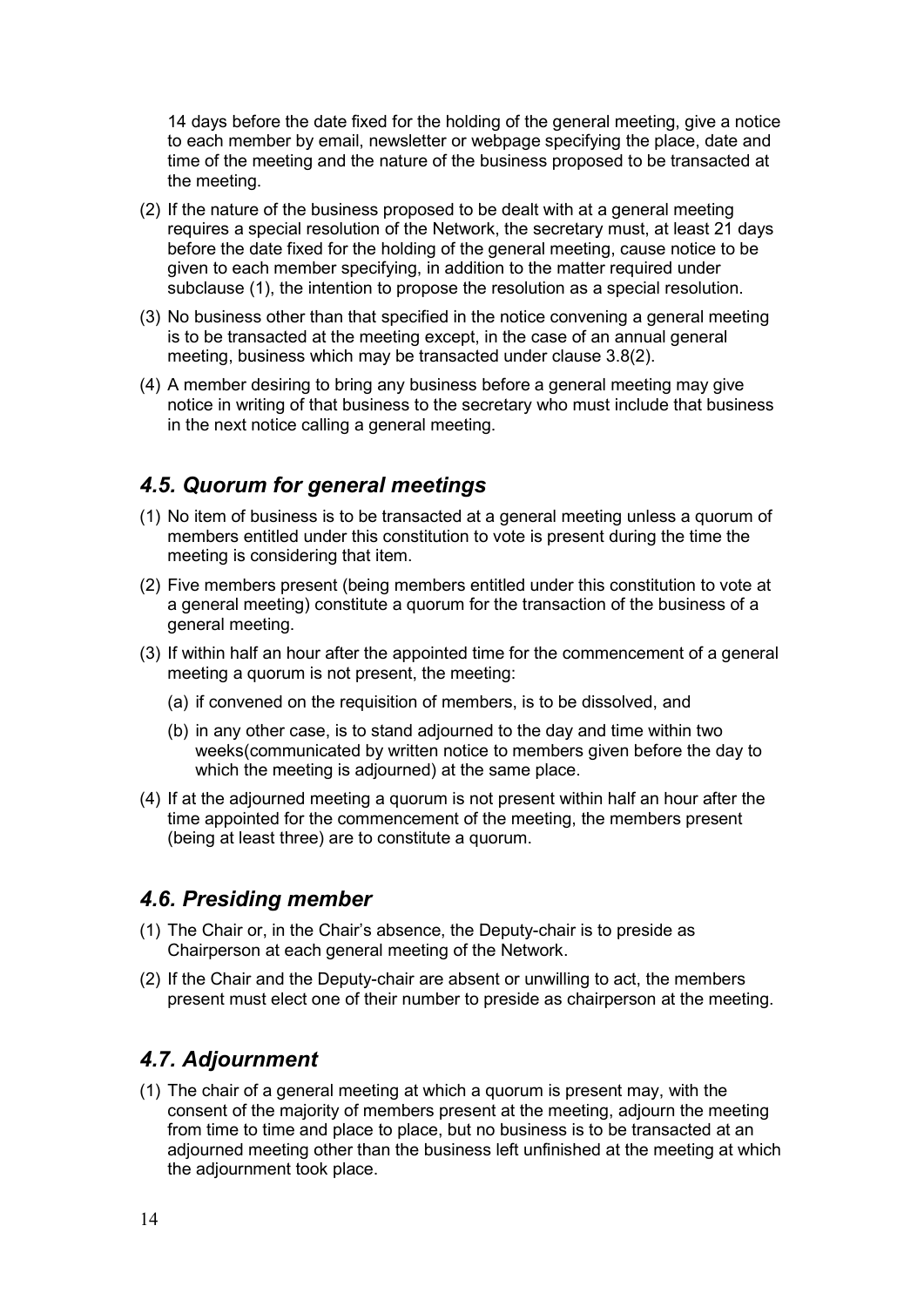14 days before the date fixed for the holding of the general meeting, give a notice to each member by email, newsletter or webpage specifying the place, date and time of the meeting and the nature of the business proposed to be transacted at the meeting.

(2) If the nature of the business proposed to be dealt with at a general meeting requires a special resolution of the Network, the secretary must, at least 21 days before the date fixed for the holding of the general meeting, cause notice to be given to each member specifying, in addition to the matter required under subclause (1), the intention to propose the resolution as a special resolution.

(3) No business other than that specified in the notice convening a general meeting is to be transacted at the meeting except, in the case of an annual general meeting, business which may be transacted under clause 3.8(2).

(4) A member desiring to bring any business before a general meeting may give notice in writing of that business to the secretary who must include that business in the next notice calling a general meeting.

### *4.5. Quorum for general meetings*

(1) No item of business is to be transacted at a general meeting unless a quorum of members entitled under this constitution to vote is present during the time the meeting is considering that item.

(2) Five members present (being members entitled under this constitution to vote at a general meeting) constitute a quorum for the transaction of the business of a general meeting.

(3) If within half an hour after the appointed time for the commencement of a general meeting a quorum is not present, the meeting:

   (a) if convened on the requisition of members, is to be dissolved, and

   (b) in any other case, is to stand adjourned to the day and time within two weeks(communicated by written notice to members given before the day to which the meeting is adjourned) at the same place.

(4) If at the adjourned meeting a quorum is not present within half an hour after the time appointed for the commencement of the meeting, the members present (being at least three) are to constitute a quorum.

### *4.6. Presiding member*

(1) The Chair or, in the Chair's absence, the Deputy-chair is to preside as Chairperson at each general meeting of the Network.

(2) If the Chair and the Deputy-chair are absent or unwilling to act, the members present must elect one of their number to preside as chairperson at the meeting.

### *4.7. Adjournment*

(1) The chair of a general meeting at which a quorum is present may, with the consent of the majority of members present at the meeting, adjourn the meeting from time to time and place to place, but no business is to be transacted at an adjourned meeting other than the business left unfinished at the meeting at which the adjournment took place.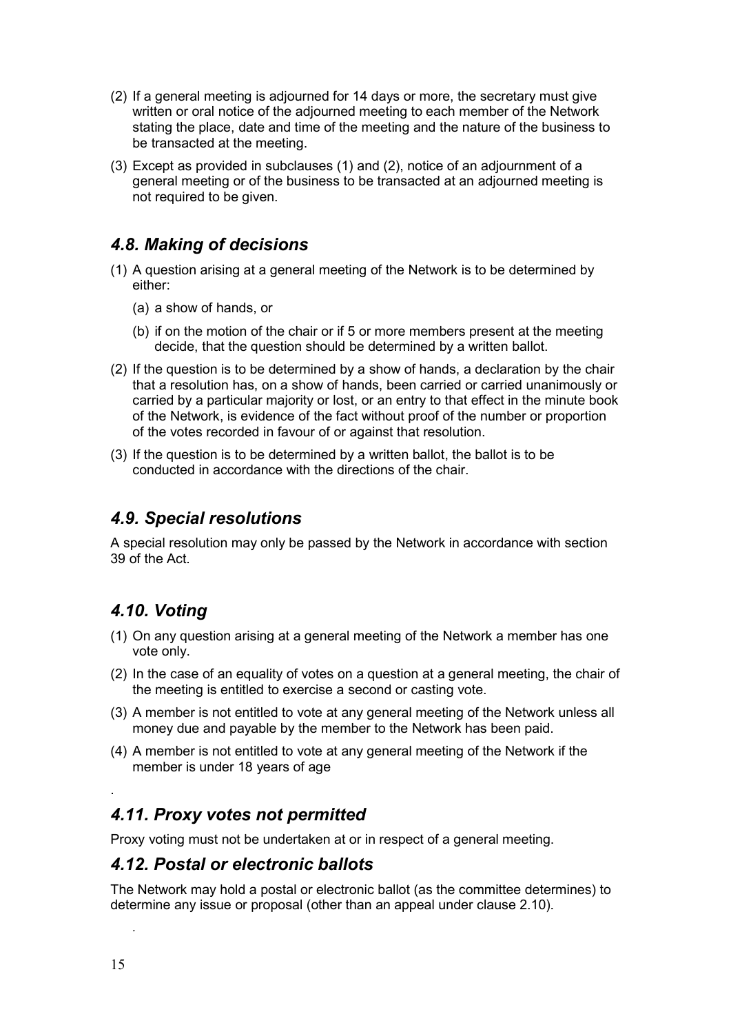(2) If a general meeting is adjourned for 14 days or more, the secretary must give written or oral notice of the adjourned meeting to each member of the Network stating the place, date and time of the meeting and the nature of the business to be transacted at the meeting.

(3) Except as provided in subclauses (1) and (2), notice of an adjournment of a general meeting or of the business to be transacted at an adjourned meeting is not required to be given.

## *4.8. Making of decisions*

(1) A question arising at a general meeting of the Network is to be determined by either:

  (a) a show of hands, or

  (b) if on the motion of the chair or if 5 or more members present at the meeting decide, that the question should be determined by a written ballot.

(2) If the question is to be determined by a show of hands, a declaration by the chair that a resolution has, on a show of hands, been carried or carried unanimously or carried by a particular majority or lost, or an entry to that effect in the minute book of the Network, is evidence of the fact without proof of the number or proportion of the votes recorded in favour of or against that resolution.

(3) If the question is to be determined by a written ballot, the ballot is to be conducted in accordance with the directions of the chair.

## *4.9. Special resolutions*

A special resolution may only be passed by the Network in accordance with section 39 of the Act.

## *4.10. Voting*

(1) On any question arising at a general meeting of the Network a member has one vote only.

(2) In the case of an equality of votes on a question at a general meeting, the chair of the meeting is entitled to exercise a second or casting vote.

(3) A member is not entitled to vote at any general meeting of the Network unless all money due and payable by the member to the Network has been paid.

(4) A member is not entitled to vote at any general meeting of the Network if the member is under 18 years of age

.

## *4.11. Proxy votes not permitted*

Proxy voting must not be undertaken at or in respect of a general meeting.

## *4.12. Postal or electronic ballots*

The Network may hold a postal or electronic ballot (as the committee determines) to determine any issue or proposal (other than an appeal under clause 2.10).

.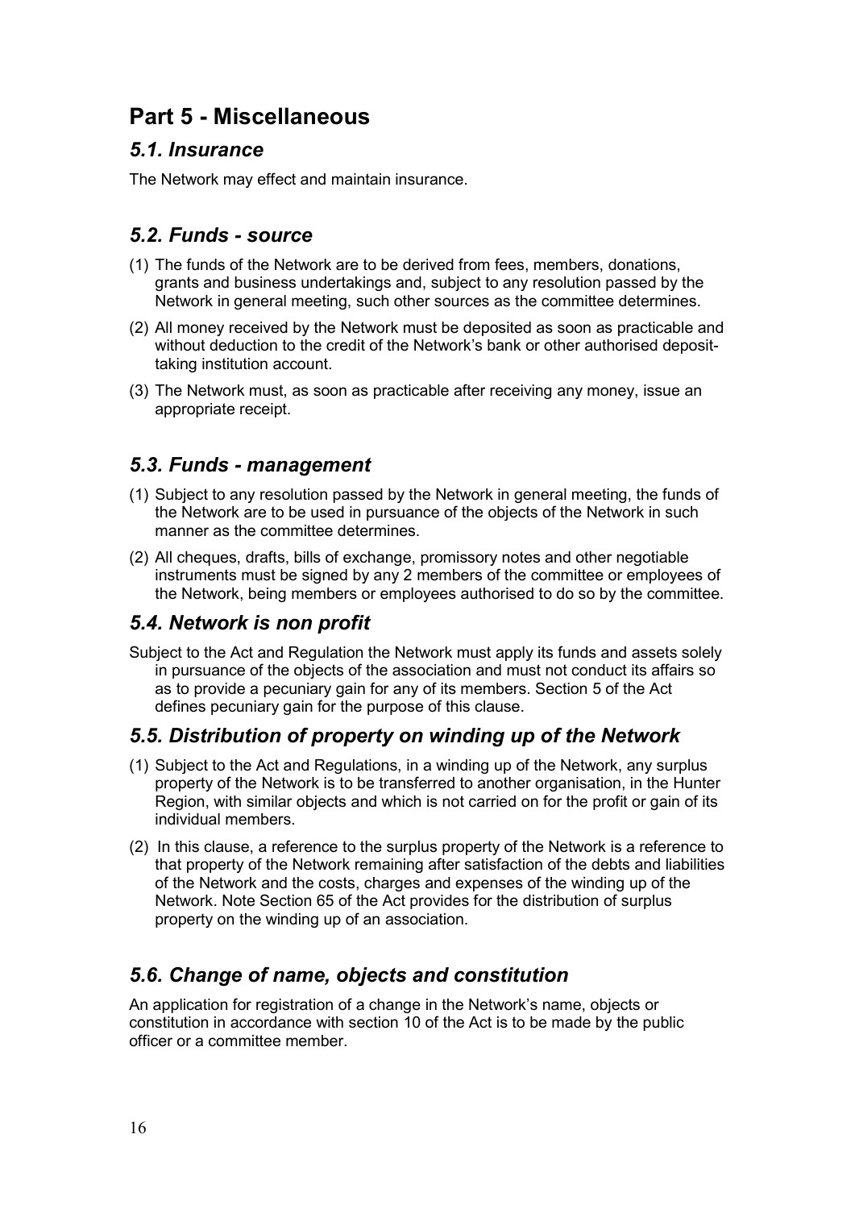# Part 5 - Miscellaneous

## *5.1. Insurance*

The Network may effect and maintain insurance.

## *5.2. Funds - source*

(1) The funds of the Network are to be derived from fees, members, donations, grants and business undertakings and, subject to any resolution passed by the Network in general meeting, such other sources as the committee determines.

(2) All money received by the Network must be deposited as soon as practicable and without deduction to the credit of the Network's bank or other authorised deposit-taking institution account.

(3) The Network must, as soon as practicable after receiving any money, issue an appropriate receipt.

## *5.3. Funds - management*

(1) Subject to any resolution passed by the Network in general meeting, the funds of the Network are to be used in pursuance of the objects of the Network in such manner as the committee determines.

(2) All cheques, drafts, bills of exchange, promissory notes and other negotiable instruments must be signed by any 2 members of the committee or employees of the Network, being members or employees authorised to do so by the committee.

## *5.4. Network is non profit*

Subject to the Act and Regulation the Network must apply its funds and assets solely in pursuance of the objects of the association and must not conduct its affairs so as to provide a pecuniary gain for any of its members. Section 5 of the Act defines pecuniary gain for the purpose of this clause.

## *5.5. Distribution of property on winding up of the Network*

(1) Subject to the Act and Regulations, in a winding up of the Network, any surplus property of the Network is to be transferred to another organisation, in the Hunter Region, with similar objects and which is not carried on for the profit or gain of its individual members.

(2) In this clause, a reference to the surplus property of the Network is a reference to that property of the Network remaining after satisfaction of the debts and liabilities of the Network and the costs, charges and expenses of the winding up of the Network. Note Section 65 of the Act provides for the distribution of surplus property on the winding up of an association.

## *5.6. Change of name, objects and constitution*

An application for registration of a change in the Network's name, objects or constitution in accordance with section 10 of the Act is to be made by the public officer or a committee member.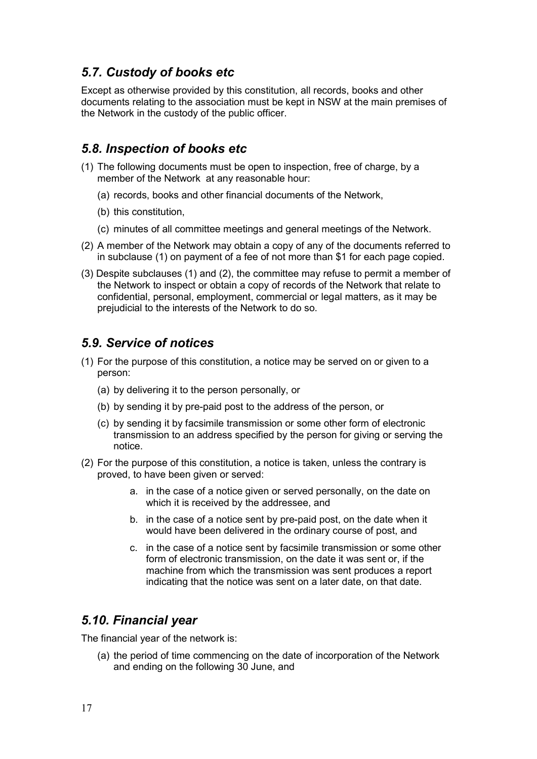## *5.7. Custody of books etc*

Except as otherwise provided by this constitution, all records, books and other documents relating to the association must be kept in NSW at the main premises of the Network in the custody of the public officer.

## *5.8. Inspection of books etc*

(1) The following documents must be open to inspection, free of charge, by a member of the Network at any reasonable hour:

   (a) records, books and other financial documents of the Network,

   (b) this constitution,

   (c) minutes of all committee meetings and general meetings of the Network.

(2) A member of the Network may obtain a copy of any of the documents referred to in subclause (1) on payment of a fee of not more than $1 for each page copied.

(3) Despite subclauses (1) and (2), the committee may refuse to permit a member of the Network to inspect or obtain a copy of records of the Network that relate to confidential, personal, employment, commercial or legal matters, as it may be prejudicial to the interests of the Network to do so.

## *5.9. Service of notices*

(1) For the purpose of this constitution, a notice may be served on or given to a person:

   (a) by delivering it to the person personally, or

   (b) by sending it by pre-paid post to the address of the person, or

   (c) by sending it by facsimile transmission or some other form of electronic transmission to an address specified by the person for giving or serving the notice.

(2) For the purpose of this constitution, a notice is taken, unless the contrary is proved, to have been given or served:

   a. in the case of a notice given or served personally, on the date on which it is received by the addressee, and

   b. in the case of a notice sent by pre-paid post, on the date when it would have been delivered in the ordinary course of post, and

   c. in the case of a notice sent by facsimile transmission or some other form of electronic transmission, on the date it was sent or, if the machine from which the transmission was sent produces a report indicating that the notice was sent on a later date, on that date.

## *5.10. Financial year*

The financial year of the network is:

   (a) the period of time commencing on the date of incorporation of the Network and ending on the following 30 June, and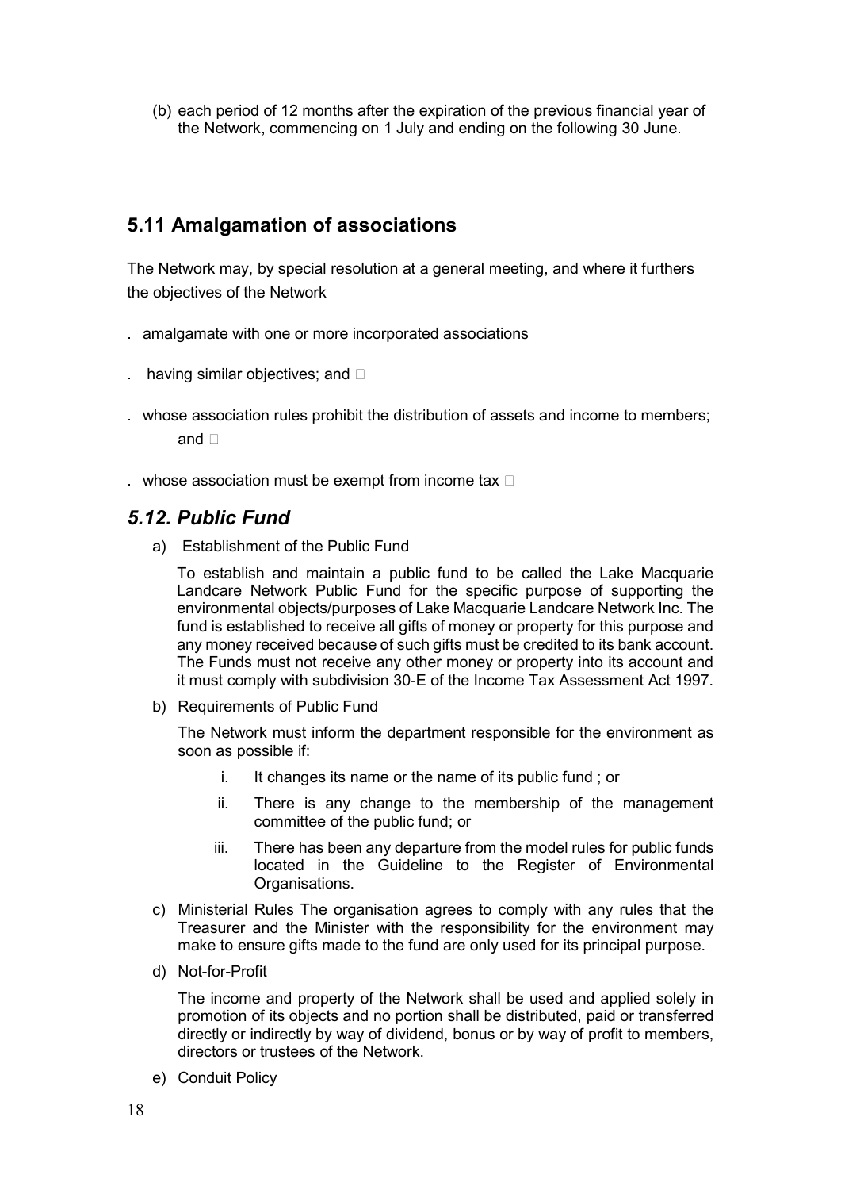(b) each period of 12 months after the expiration of the previous financial year of the Network, commencing on 1 July and ending on the following 30 June.

## 5.11 Amalgamation of associations

The Network may, by special resolution at a general meeting, and where it furthers the objectives of the Network

. amalgamate with one or more incorporated associations

. having similar objectives; and 

. whose association rules prohibit the distribution of assets and income to members; and 

. whose association must be exempt from income tax 

## *5.12. Public Fund*

a) Establishment of the Public Fund

   To establish and maintain a public fund to be called the Lake Macquarie Landcare Network Public Fund for the specific purpose of supporting the environmental objects/purposes of Lake Macquarie Landcare Network Inc. The fund is established to receive all gifts of money or property for this purpose and any money received because of such gifts must be credited to its bank account. The Funds must not receive any other money or property into its account and it must comply with subdivision 30-E of the Income Tax Assessment Act 1997.

b) Requirements of Public Fund

   The Network must inform the department responsible for the environment as soon as possible if:

   i. It changes its name or the name of its public fund ; or
   ii. There is any change to the membership of the management committee of the public fund; or
   iii. There has been any departure from the model rules for public funds located in the Guideline to the Register of Environmental Organisations.

c) Ministerial Rules The organisation agrees to comply with any rules that the Treasurer and the Minister with the responsibility for the environment may make to ensure gifts made to the fund are only used for its principal purpose.

d) Not-for-Profit

   The income and property of the Network shall be used and applied solely in promotion of its objects and no portion shall be distributed, paid or transferred directly or indirectly by way of dividend, bonus or by way of profit to members, directors or trustees of the Network.

e) Conduit Policy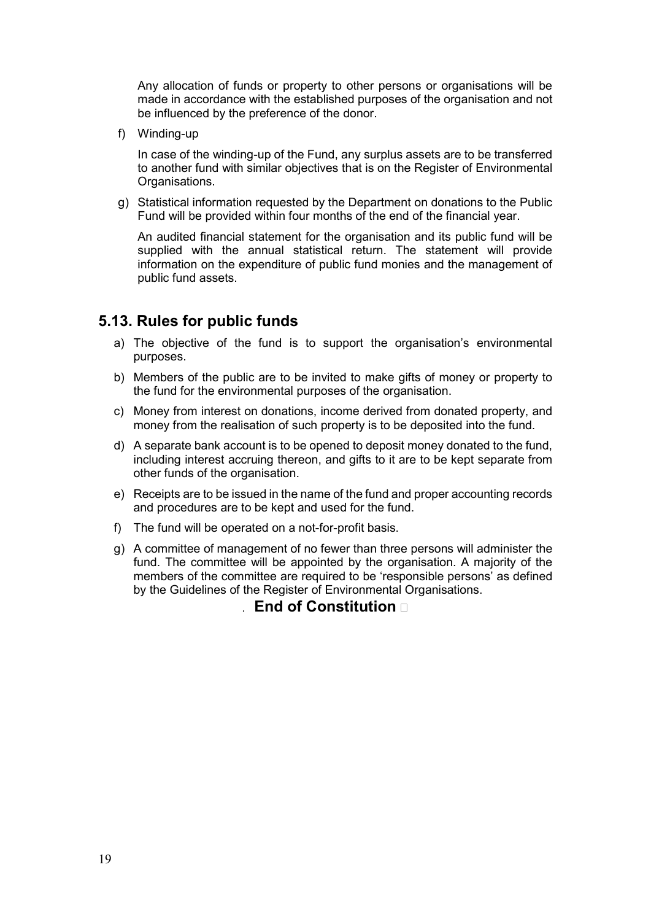Any allocation of funds or property to other persons or organisations will be made in accordance with the established purposes of the organisation and not be influenced by the preference of the donor.

f) Winding-up

In case of the winding-up of the Fund, any surplus assets are to be transferred to another fund with similar objectives that is on the Register of Environmental Organisations.

g) Statistical information requested by the Department on donations to the Public Fund will be provided within four months of the end of the financial year.

An audited financial statement for the organisation and its public fund will be supplied with the annual statistical return. The statement will provide information on the expenditure of public fund monies and the management of public fund assets.

## 5.13. Rules for public funds

a) The objective of the fund is to support the organisation's environmental purposes.

b) Members of the public are to be invited to make gifts of money or property to the fund for the environmental purposes of the organisation.

c) Money from interest on donations, income derived from donated property, and money from the realisation of such property is to be deposited into the fund.

d) A separate bank account is to be opened to deposit money donated to the fund, including interest accruing thereon, and gifts to it are to be kept separate from other funds of the organisation.

e) Receipts are to be issued in the name of the fund and proper accounting records and procedures are to be kept and used for the fund.

f) The fund will be operated on a not-for-profit basis.

g) A committee of management of no fewer than three persons will administer the fund. The committee will be appointed by the organisation. A majority of the members of the committee are required to be 'responsible persons' as defined by the Guidelines of the Register of Environmental Organisations.

**End of Constitution**